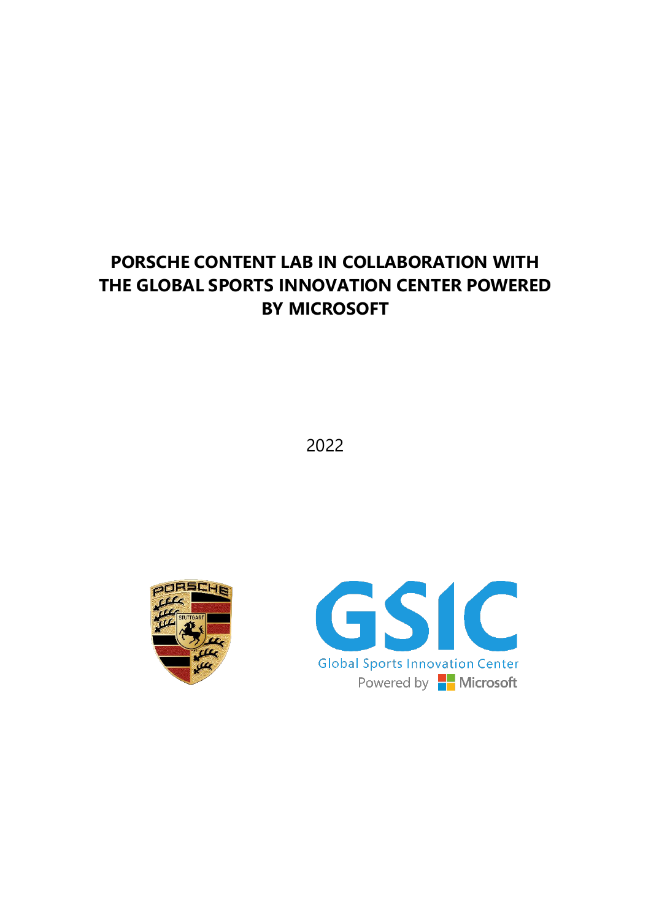# PORSCHE CONTENT LAB IN COLLABORATION WITH THE GLOBAL SPORTS INNOVATION CENTER POWERED BY MICROSOFT

2022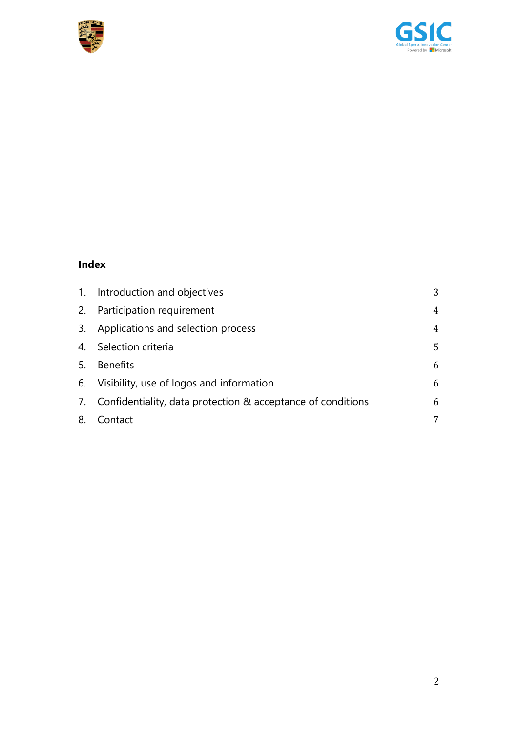**Index**

| | | |
|---|---|---|
| 1. | Introduction and objectives | 3 |
| 2. | Participation requirement | 4 |
| 3. | Applications and selection process | 4 |
| 4. | Selection criteria | 5 |
| 5. | Benefits | 6 |
| 6. | Visibility, use of logos and information | 6 |
| 7. | Confidentiality, data protection & acceptance of conditions | 6 |
| 8. | Contact | 7 |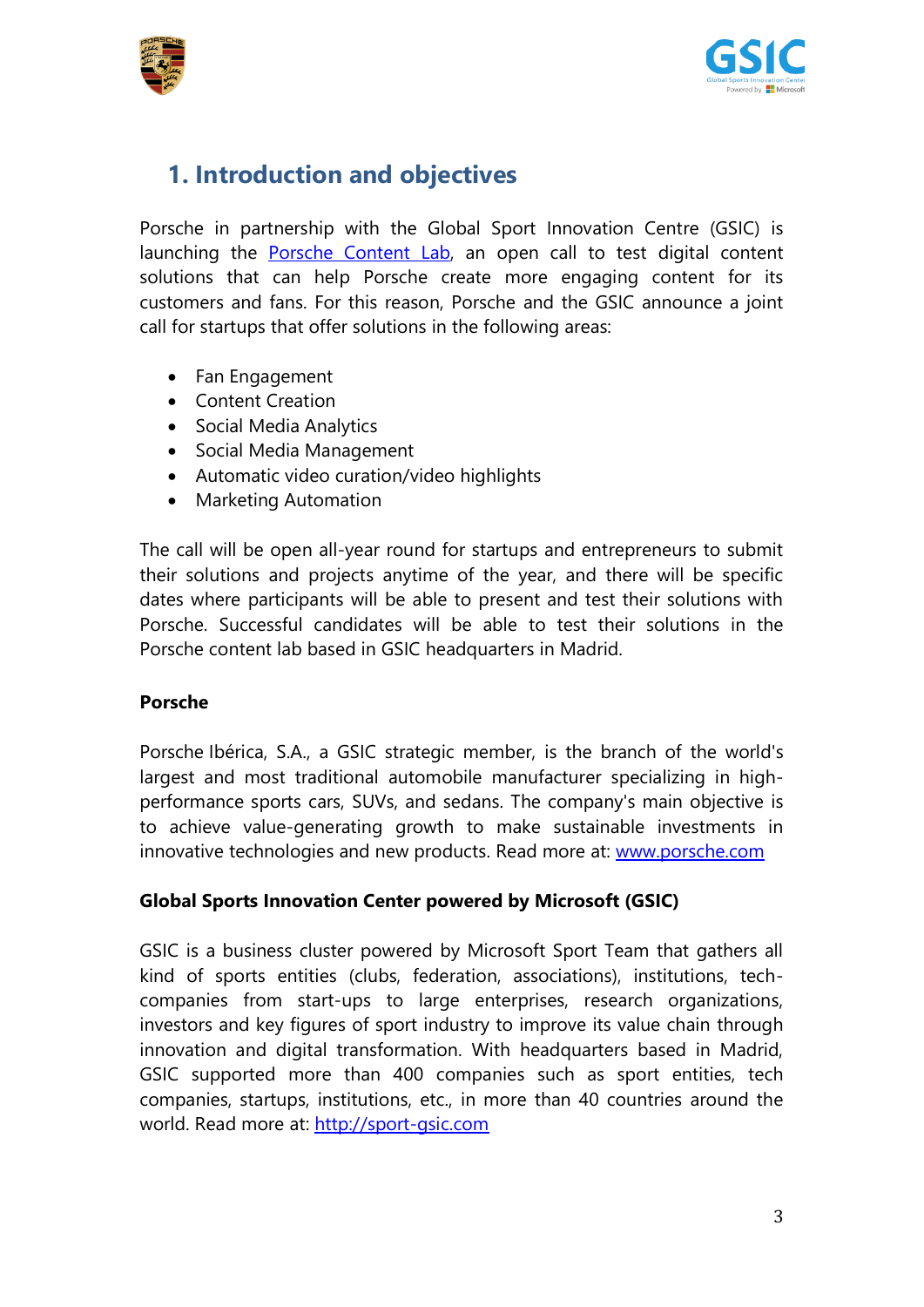# 1. Introduction and objectives

Porsche in partnership with the Global Sport Innovation Centre (GSIC) is launching the [Porsche Content Lab](), an open call to test digital content solutions that can help Porsche create more engaging content for its customers and fans. For this reason, Porsche and the GSIC announce a joint call for startups that offer solutions in the following areas:

- Fan Engagement
- Content Creation
- Social Media Analytics
- Social Media Management
- Automatic video curation/video highlights
- Marketing Automation

The call will be open all-year round for startups and entrepreneurs to submit their solutions and projects anytime of the year, and there will be specific dates where participants will be able to present and test their solutions with Porsche. Successful candidates will be able to test their solutions in the Porsche content lab based in GSIC headquarters in Madrid.

**Porsche**

Porsche Ibérica, S.A., a GSIC strategic member, is the branch of the world's largest and most traditional automobile manufacturer specializing in high-performance sports cars, SUVs, and sedans. The company's main objective is to achieve value-generating growth to make sustainable investments in innovative technologies and new products. Read more at: [www.porsche.com](www.porsche.com)

**Global Sports Innovation Center powered by Microsoft (GSIC)**

GSIC is a business cluster powered by Microsoft Sport Team that gathers all kind of sports entities (clubs, federation, associations), institutions, tech-companies from start-ups to large enterprises, research organizations, investors and key figures of sport industry to improve its value chain through innovation and digital transformation. With headquarters based in Madrid, GSIC supported more than 400 companies such as sport entities, tech companies, startups, institutions, etc., in more than 40 countries around the world. Read more at: [http://sport-gsic.com](http://sport-gsic.com)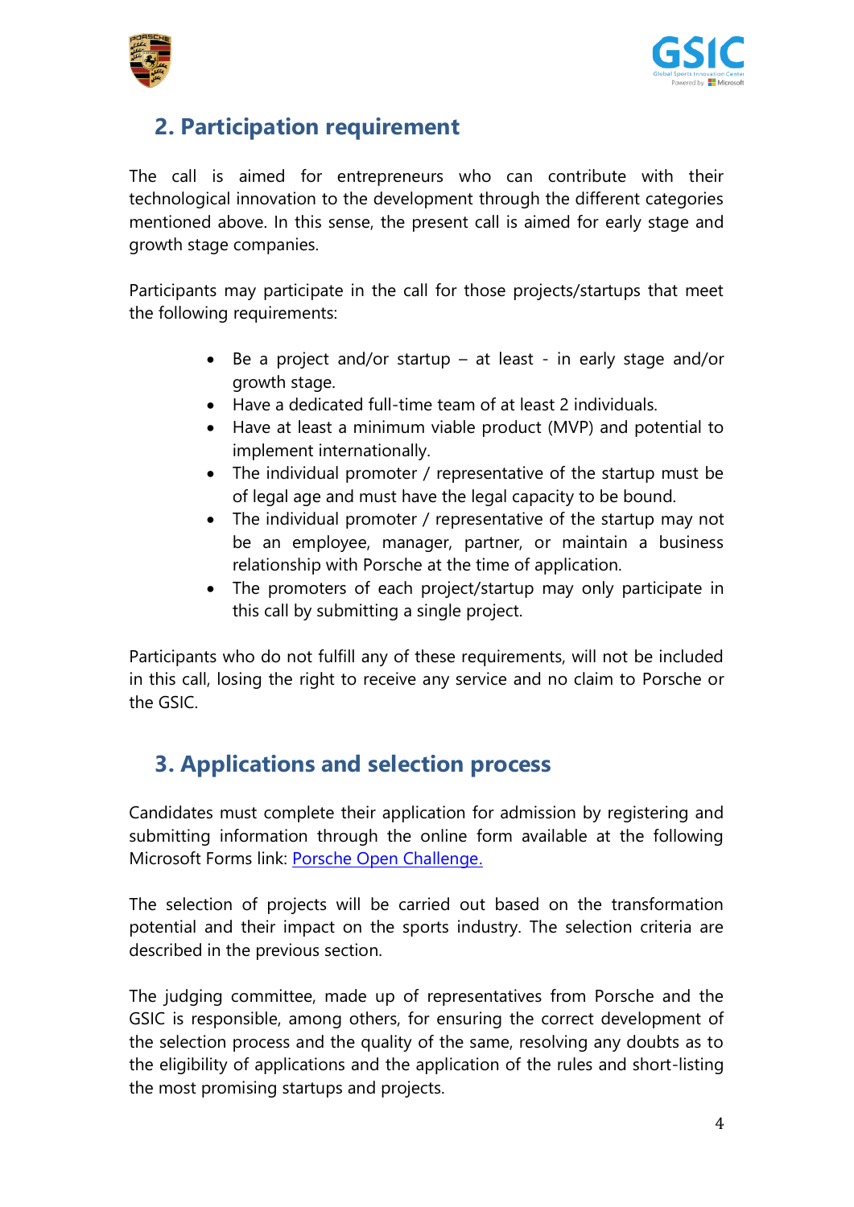## 2. Participation requirement

The call is aimed for entrepreneurs who can contribute with their technological innovation to the development through the different categories mentioned above. In this sense, the present call is aimed for early stage and growth stage companies.

Participants may participate in the call for those projects/startups that meet the following requirements:

- Be a project and/or startup – at least - in early stage and/or growth stage.
- Have a dedicated full-time team of at least 2 individuals.
- Have at least a minimum viable product (MVP) and potential to implement internationally.
- The individual promoter / representative of the startup must be of legal age and must have the legal capacity to be bound.
- The individual promoter / representative of the startup may not be an employee, manager, partner, or maintain a business relationship with Porsche at the time of application.
- The promoters of each project/startup may only participate in this call by submitting a single project.

Participants who do not fulfill any of these requirements, will not be included in this call, losing the right to receive any service and no claim to Porsche or the GSIC.

## 3. Applications and selection process

Candidates must complete their application for admission by registering and submitting information through the online form available at the following Microsoft Forms link: [Porsche Open Challenge.]

The selection of projects will be carried out based on the transformation potential and their impact on the sports industry. The selection criteria are described in the previous section.

The judging committee, made up of representatives from Porsche and the GSIC is responsible, among others, for ensuring the correct development of the selection process and the quality of the same, resolving any doubts as to the eligibility of applications and the application of the rules and short-listing the most promising startups and projects.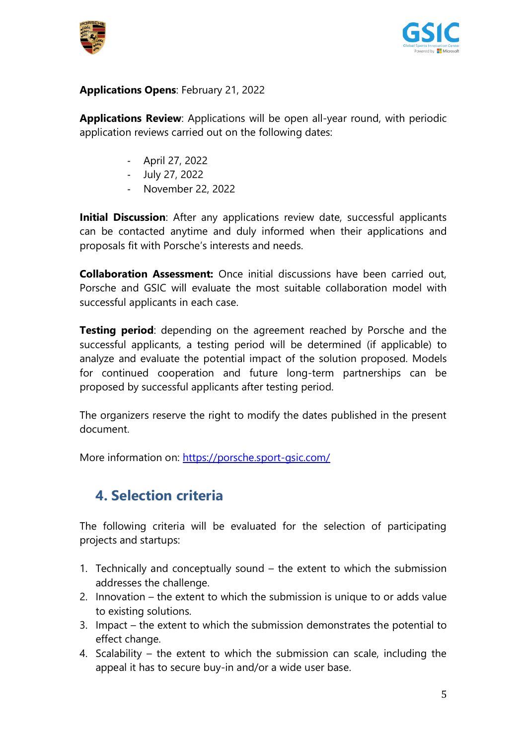**Applications Opens**: February 21, 2022

**Applications Review**: Applications will be open all-year round, with periodic application reviews carried out on the following dates:

- April 27, 2022
- July 27, 2022
- November 22, 2022

**Initial Discussion**: After any applications review date, successful applicants can be contacted anytime and duly informed when their applications and proposals fit with Porsche's interests and needs.

**Collaboration Assessment:** Once initial discussions have been carried out, Porsche and GSIC will evaluate the most suitable collaboration model with successful applicants in each case.

**Testing period**: depending on the agreement reached by Porsche and the successful applicants, a testing period will be determined (if applicable) to analyze and evaluate the potential impact of the solution proposed. Models for continued cooperation and future long-term partnerships can be proposed by successful applicants after testing period.

The organizers reserve the right to modify the dates published in the present document.

More information on: [https://porsche.sport-gsic.com/](https://porsche.sport-gsic.com/)

## 4. Selection criteria

The following criteria will be evaluated for the selection of participating projects and startups:

1. Technically and conceptually sound – the extent to which the submission addresses the challenge.
2. Innovation – the extent to which the submission is unique to or adds value to existing solutions.
3. Impact – the extent to which the submission demonstrates the potential to effect change.
4. Scalability – the extent to which the submission can scale, including the appeal it has to secure buy-in and/or a wide user base.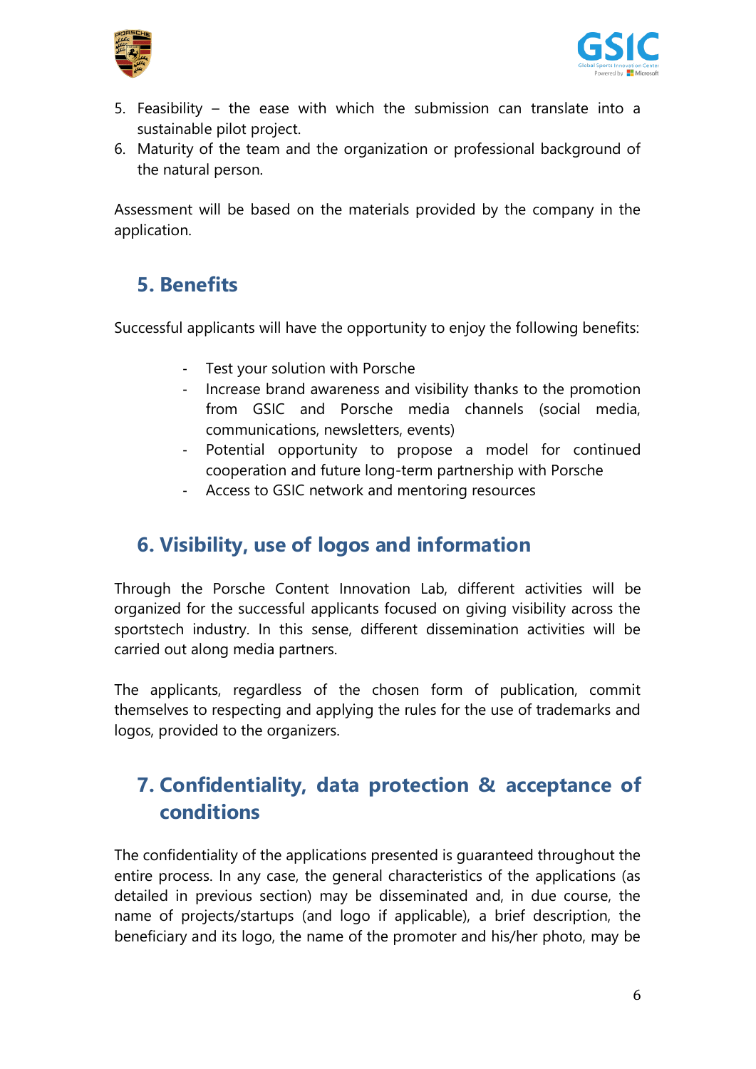5. Feasibility – the ease with which the submission can translate into a sustainable pilot project.
6. Maturity of the team and the organization or professional background of the natural person.

Assessment will be based on the materials provided by the company in the application.

## 5. Benefits

Successful applicants will have the opportunity to enjoy the following benefits:

- Test your solution with Porsche
- Increase brand awareness and visibility thanks to the promotion from GSIC and Porsche media channels (social media, communications, newsletters, events)
- Potential opportunity to propose a model for continued cooperation and future long-term partnership with Porsche
- Access to GSIC network and mentoring resources

## 6. Visibility, use of logos and information

Through the Porsche Content Innovation Lab, different activities will be organized for the successful applicants focused on giving visibility across the sportstech industry. In this sense, different dissemination activities will be carried out along media partners.

The applicants, regardless of the chosen form of publication, commit themselves to respecting and applying the rules for the use of trademarks and logos, provided to the organizers.

## 7. Confidentiality, data protection & acceptance of conditions

The confidentiality of the applications presented is guaranteed throughout the entire process. In any case, the general characteristics of the applications (as detailed in previous section) may be disseminated and, in due course, the name of projects/startups (and logo if applicable), a brief description, the beneficiary and its logo, the name of the promoter and his/her photo, may be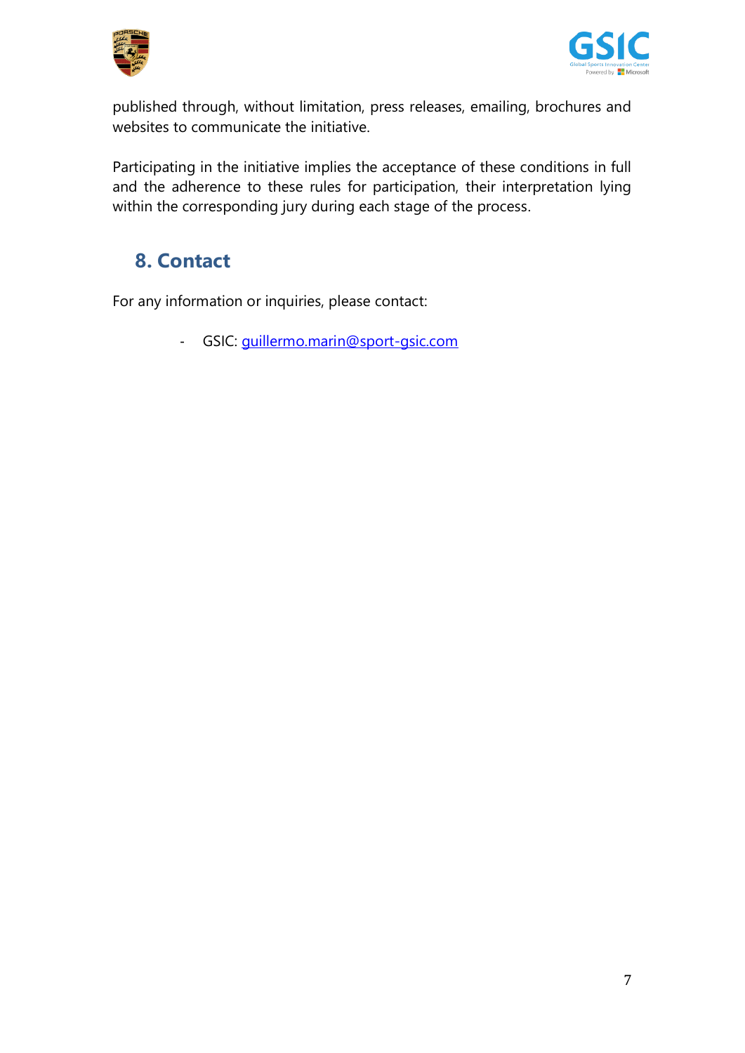published through, without limitation, press releases, emailing, brochures and websites to communicate the initiative.

Participating in the initiative implies the acceptance of these conditions in full and the adherence to these rules for participation, their interpretation lying within the corresponding jury during each stage of the process.

## 8. Contact

For any information or inquiries, please contact:

- GSIC: guillermo.marin@sport-gsic.com